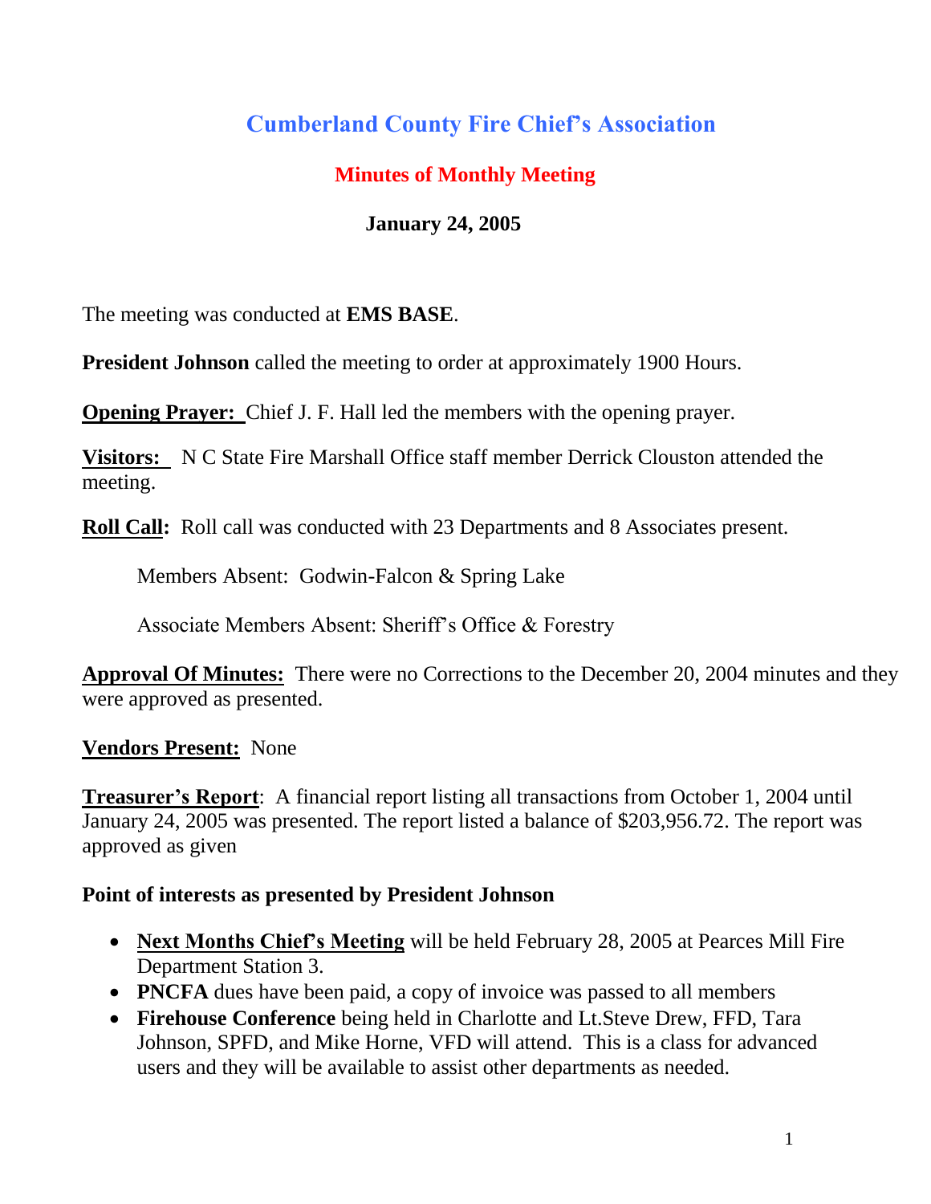# Cumberland County Fire Chief's Association

## Minutes of Monthly Meeting

### January 24, 2005

The meeting was conducted at **EMS BASE**.

**President Johnson** called the meeting to order at approximately 1900 Hours.

**Opening Prayer:** Chief J. F. Hall led the members with the opening prayer.

**Visitors:** N C State Fire Marshall Office staff member Derrick Clouston attended the meeting.

**Roll Call:** Roll call was conducted with 23 Departments and 8 Associates present.

> Members Absent: Godwin-Falcon & Spring Lake
>
> Associate Members Absent: Sheriff's Office & Forestry

**Approval Of Minutes:** There were no Corrections to the December 20, 2004 minutes and they were approved as presented.

**Vendors Present:** None

**Treasurer's Report**: A financial report listing all transactions from October 1, 2004 until January 24, 2005 was presented. The report listed a balance of $203,956.72. The report was approved as given

**Point of interests as presented by President Johnson**

- **Next Months Chief's Meeting** will be held February 28, 2005 at Pearces Mill Fire Department Station 3.
- **PNCFA** dues have been paid, a copy of invoice was passed to all members
- **Firehouse Conference** being held in Charlotte and Lt.Steve Drew, FFD, Tara Johnson, SPFD, and Mike Horne, VFD will attend. This is a class for advanced users and they will be available to assist other departments as needed.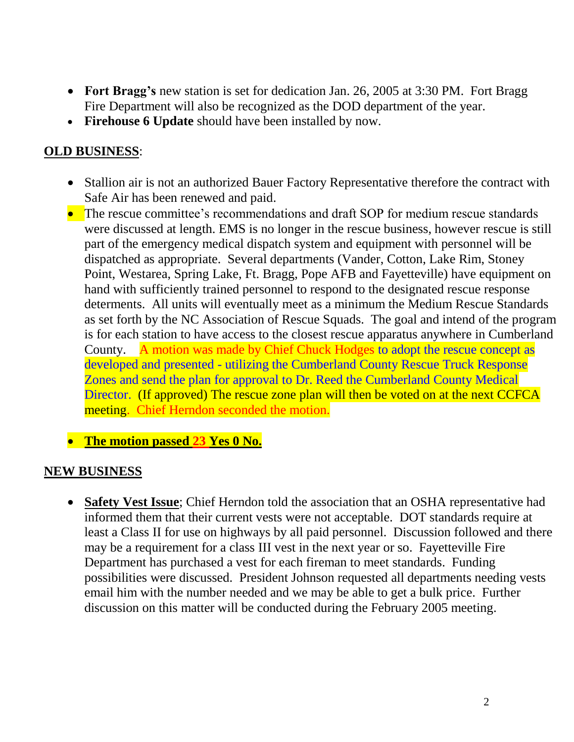- **Fort Bragg's** new station is set for dedication Jan. 26, 2005 at 3:30 PM. Fort Bragg Fire Department will also be recognized as the DOD department of the year.
- **Firehouse 6 Update** should have been installed by now.

**OLD BUSINESS**:

- Stallion air is not an authorized Bauer Factory Representative therefore the contract with Safe Air has been renewed and paid.
- The rescue committee's recommendations and draft SOP for medium rescue standards were discussed at length. EMS is no longer in the rescue business, however rescue is still part of the emergency medical dispatch system and equipment with personnel will be dispatched as appropriate. Several departments (Vander, Cotton, Lake Rim, Stoney Point, Westarea, Spring Lake, Ft. Bragg, Pope AFB and Fayetteville) have equipment on hand with sufficiently trained personnel to respond to the designated rescue response determents. All units will eventually meet as a minimum the Medium Rescue Standards as set forth by the NC Association of Rescue Squads. The goal and intend of the program is for each station to have access to the closest rescue apparatus anywhere in Cumberland County. A motion was made by Chief Chuck Hodges to adopt the rescue concept as developed and presented - utilizing the Cumberland County Rescue Truck Response Zones and send the plan for approval to Dr. Reed the Cumberland County Medical Director. (If approved) The rescue zone plan will then be voted on at the next CCFCA meeting. Chief Herndon seconded the motion.

- **The motion passed 23 Yes 0 No.**

**NEW BUSINESS**

- **Safety Vest Issue**; Chief Herndon told the association that an OSHA representative had informed them that their current vests were not acceptable. DOT standards require at least a Class II for use on highways by all paid personnel. Discussion followed and there may be a requirement for a class III vest in the next year or so. Fayetteville Fire Department has purchased a vest for each fireman to meet standards. Funding possibilities were discussed. President Johnson requested all departments needing vests email him with the number needed and we may be able to get a bulk price. Further discussion on this matter will be conducted during the February 2005 meeting.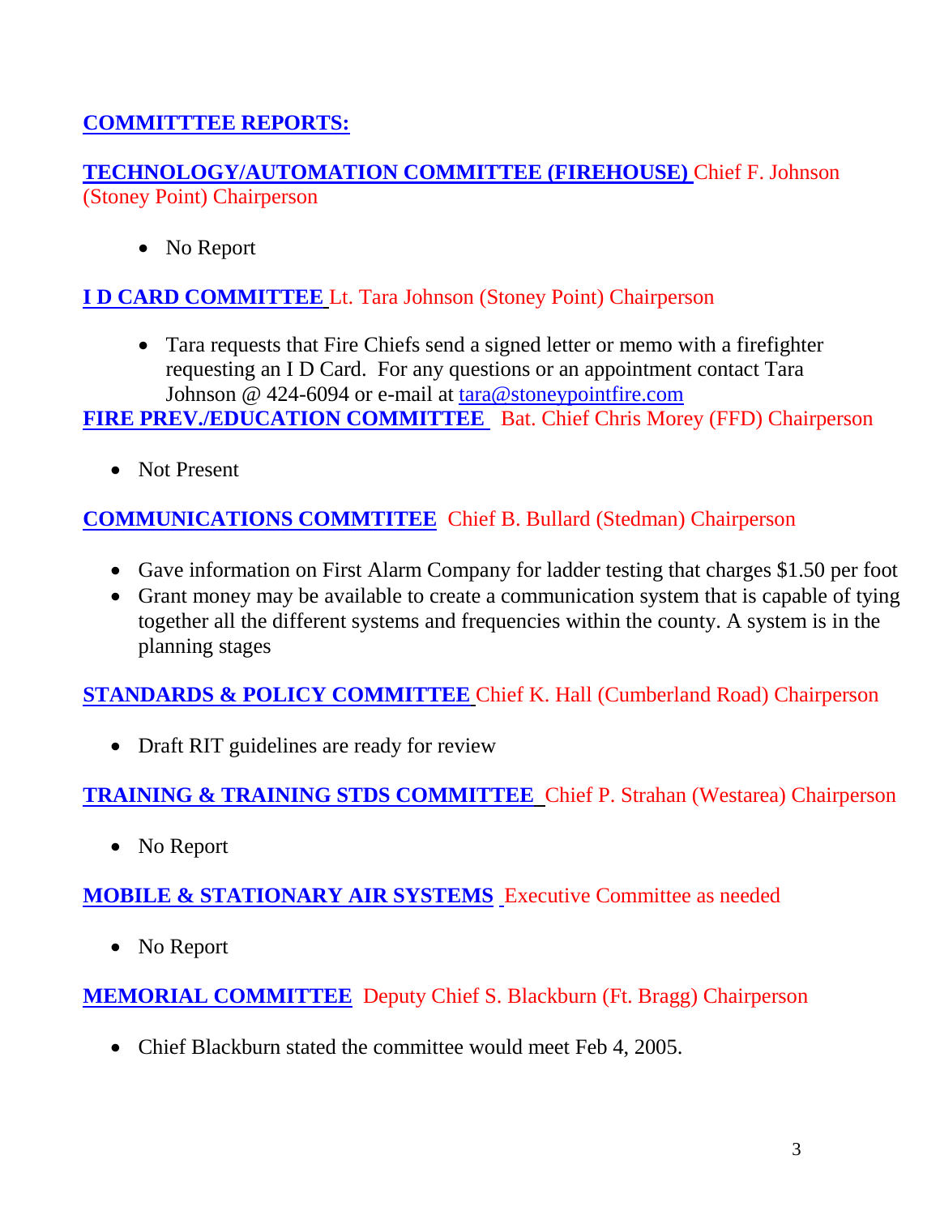## COMMITTTEE REPORTS:

**TECHNOLOGY/AUTOMATION COMMITTEE (FIREHOUSE)** Chief F. Johnson (Stoney Point) Chairperson

- No Report

**I D CARD COMMITTEE** Lt. Tara Johnson (Stoney Point) Chairperson

- Tara requests that Fire Chiefs send a signed letter or memo with a firefighter requesting an I D Card. For any questions or an appointment contact Tara Johnson @ 424-6094 or e-mail at tara@stoneypointfire.com

**FIRE PREV./EDUCATION COMMITTEE** Bat. Chief Chris Morey (FFD) Chairperson

- Not Present

**COMMUNICATIONS COMMTITEE** Chief B. Bullard (Stedman) Chairperson

- Gave information on First Alarm Company for ladder testing that charges $1.50 per foot
- Grant money may be available to create a communication system that is capable of tying together all the different systems and frequencies within the county. A system is in the planning stages

**STANDARDS & POLICY COMMITTEE** Chief K. Hall (Cumberland Road) Chairperson

- Draft RIT guidelines are ready for review

**TRAINING & TRAINING STDS COMMITTEE** Chief P. Strahan (Westarea) Chairperson

- No Report

**MOBILE & STATIONARY AIR SYSTEMS** Executive Committee as needed

- No Report

**MEMORIAL COMMITTEE** Deputy Chief S. Blackburn (Ft. Bragg) Chairperson

- Chief Blackburn stated the committee would meet Feb 4, 2005.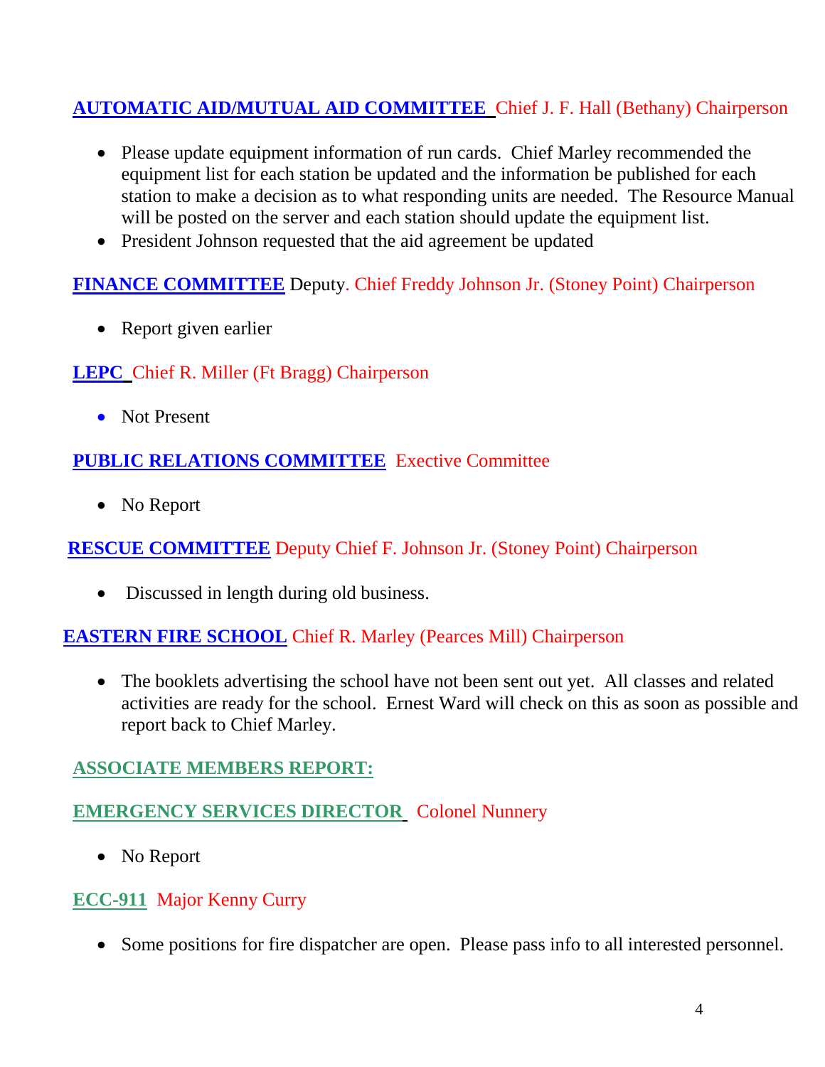**AUTOMATIC AID/MUTUAL AID COMMITTEE** Chief J. F. Hall (Bethany) Chairperson

- Please update equipment information of run cards. Chief Marley recommended the equipment list for each station be updated and the information be published for each station to make a decision as to what responding units are needed. The Resource Manual will be posted on the server and each station should update the equipment list.
- President Johnson requested that the aid agreement be updated

**FINANCE COMMITTEE** Deputy. Chief Freddy Johnson Jr. (Stoney Point) Chairperson

- Report given earlier

**LEPC** Chief R. Miller (Ft Bragg) Chairperson

- Not Present

**PUBLIC RELATIONS COMMITTEE** Exective Committee

- No Report

**RESCUE COMMITTEE** Deputy Chief F. Johnson Jr. (Stoney Point) Chairperson

- Discussed in length during old business.

**EASTERN FIRE SCHOOL** Chief R. Marley (Pearces Mill) Chairperson

- The booklets advertising the school have not been sent out yet. All classes and related activities are ready for the school. Ernest Ward will check on this as soon as possible and report back to Chief Marley.

**ASSOCIATE MEMBERS REPORT:**

**EMERGENCY SERVICES DIRECTOR** Colonel Nunnery

- No Report

**ECC-911** Major Kenny Curry

- Some positions for fire dispatcher are open. Please pass info to all interested personnel.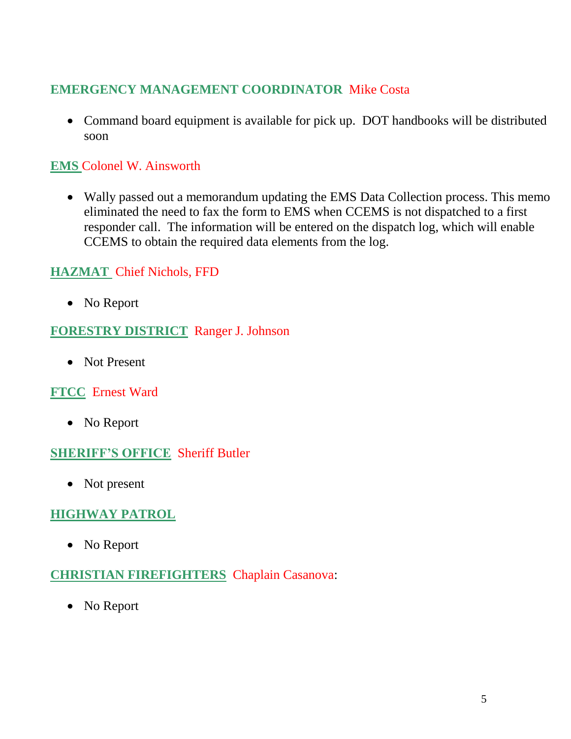**EMERGENCY MANAGEMENT COORDINATOR** Mike Costa

- Command board equipment is available for pick up. DOT handbooks will be distributed soon

**EMS** Colonel W. Ainsworth

- Wally passed out a memorandum updating the EMS Data Collection process. This memo eliminated the need to fax the form to EMS when CCEMS is not dispatched to a first responder call. The information will be entered on the dispatch log, which will enable CCEMS to obtain the required data elements from the log.

**HAZMAT** Chief Nichols, FFD

- No Report

**FORESTRY DISTRICT** Ranger J. Johnson

- Not Present

**FTCC** Ernest Ward

- No Report

**SHERIFF'S OFFICE** Sheriff Butler

- Not present

**HIGHWAY PATROL**

- No Report

**CHRISTIAN FIREFIGHTERS** Chaplain Casanova:

- No Report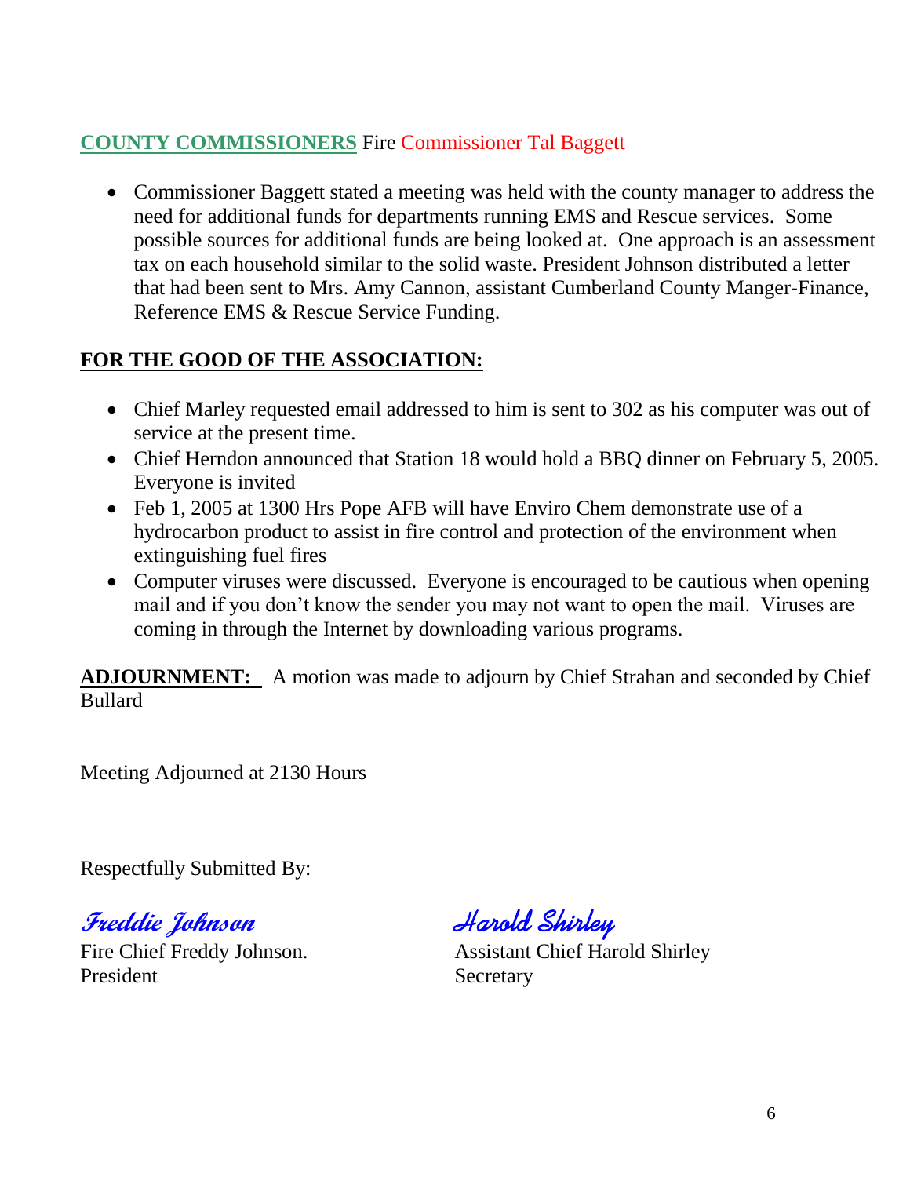**COUNTY COMMISSIONERS** Fire Commissioner Tal Baggett

- Commissioner Baggett stated a meeting was held with the county manager to address the need for additional funds for departments running EMS and Rescue services. Some possible sources for additional funds are being looked at. One approach is an assessment tax on each household similar to the solid waste. President Johnson distributed a letter that had been sent to Mrs. Amy Cannon, assistant Cumberland County Manger-Finance, Reference EMS & Rescue Service Funding.

**FOR THE GOOD OF THE ASSOCIATION:**

- Chief Marley requested email addressed to him is sent to 302 as his computer was out of service at the present time.
- Chief Herndon announced that Station 18 would hold a BBQ dinner on February 5, 2005. Everyone is invited
- Feb 1, 2005 at 1300 Hrs Pope AFB will have Enviro Chem demonstrate use of a hydrocarbon product to assist in fire control and protection of the environment when extinguishing fuel fires
- Computer viruses were discussed. Everyone is encouraged to be cautious when opening mail and if you don't know the sender you may not want to open the mail. Viruses are coming in through the Internet by downloading various programs.

**ADJOURNMENT:** A motion was made to adjourn by Chief Strahan and seconded by Chief Bullard

Meeting Adjourned at 2130 Hours

Respectfully Submitted By:

*Freddie Johnson*
Fire Chief Freddy Johnson.
President

*Harold Shirley*
Assistant Chief Harold Shirley
Secretary